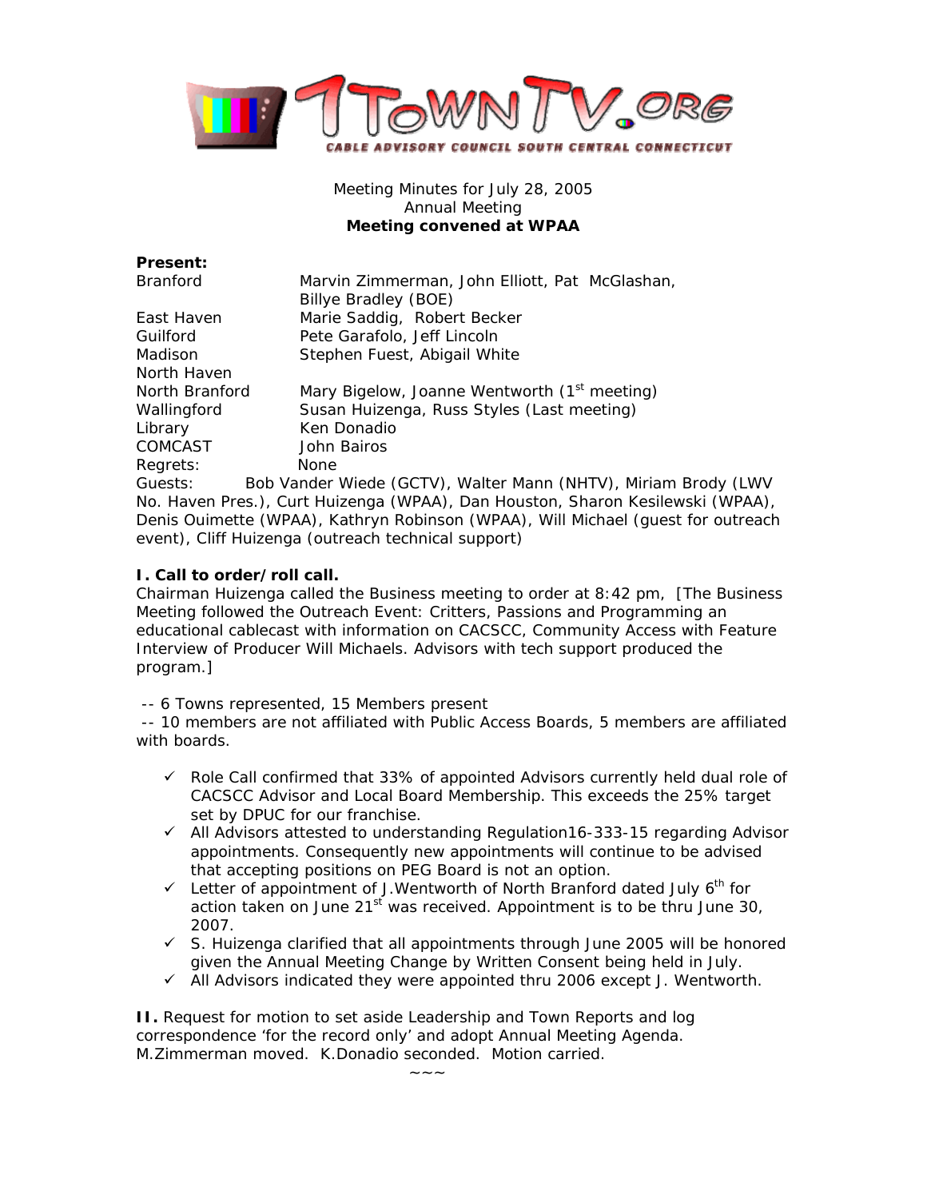1TOWNTV.ORG

CABLE ADVISORY COUNCIL SOUTH CENTRAL CONNECTICUT

Meeting Minutes for July 28, 2005
Annual Meeting
**Meeting convened at WPAA**

**Present:**

| | |
|---|---|
| Branford | Marvin Zimmerman, John Elliott, Pat McGlashan, Billye Bradley (BOE) |
| East Haven | Marie Saddig, Robert Becker |
| Guilford | Pete Garafolo, Jeff Lincoln |
| Madison | Stephen Fuest, Abigail White |
| North Haven | |
| North Branford | Mary Bigelow, Joanne Wentworth (1st meeting) |
| Wallingford | Susan Huizenga, Russ Styles (Last meeting) |
| Library | Ken Donadio |
| COMCAST | John Bairos |
| Regrets: | None |

Guests: Bob Vander Wiede (GCTV), Walter Mann (NHTV), Miriam Brody (LWV No. Haven Pres.), Curt Huizenga (WPAA), Dan Houston, Sharon Kesilewski (WPAA), Denis Ouimette (WPAA), Kathryn Robinson (WPAA), Will Michael (guest for outreach event), Cliff Huizenga (outreach technical support)

**I. Call to order/roll call.**

Chairman Huizenga called the Business meeting to order at 8:42 pm, [The Business Meeting followed the Outreach Event: Critters, Passions and Programming an educational cablecast with information on CACSCC, Community Access with Feature Interview of Producer Will Michaels. Advisors with tech support produced the program.]

-- 6 Towns represented, 15 Members present
-- 10 members are not affiliated with Public Access Boards, 5 members are affiliated with boards.

- ✓ Role Call confirmed that 33% of appointed Advisors currently held dual role of CACSCC Advisor and Local Board Membership. This exceeds the 25% target set by DPUC for our franchise.
- ✓ All Advisors attested to understanding Regulation16-333-15 regarding Advisor appointments. Consequently new appointments will continue to be advised that accepting positions on PEG Board is not an option.
- ✓ Letter of appointment of J.Wentworth of North Branford dated July 6th for action taken on June 21st was received. Appointment is to be thru June 30, 2007.
- ✓ S. Huizenga clarified that all appointments through June 2005 will be honored given the Annual Meeting Change by Written Consent being held in July.
- ✓ All Advisors indicated they were appointed thru 2006 except J. Wentworth.

**II.** Request for motion to set aside Leadership and Town Reports and log correspondence 'for the record only' and adopt Annual Meeting Agenda. M.Zimmerman moved. K.Donadio seconded. Motion carried.

~~~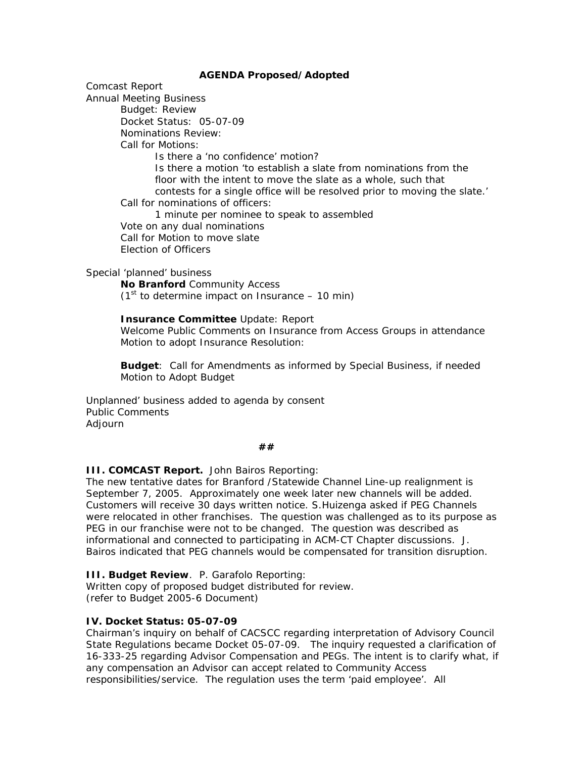**AGENDA Proposed/Adopted**

Comcast Report
Annual Meeting Business

- Budget: Review
- Docket Status: 05-07-09
- Nominations Review:
- Call for Motions:
  - Is there a 'no confidence' motion?
  - Is there a motion 'to establish a slate from nominations from the floor with the intent to move the slate as a whole, such that contests for a single office will be resolved prior to moving the slate.'
- Call for nominations of officers:
  - 1 minute per nominee to speak to assembled
- Vote on any dual nominations
- Call for Motion to move slate
- Election of Officers

Special 'planned' business

- **No Branford** Community Access
  ($1^{st}$ to determine impact on Insurance – 10 min)

- **Insurance Committee** Update: Report
  Welcome Public Comments on Insurance from Access Groups in attendance
  Motion to adopt Insurance Resolution:

- **Budget**: Call for Amendments as informed by Special Business, if needed
  Motion to Adopt Budget

Unplanned' business added to agenda by consent
Public Comments
Adjourn

**##**

**III. COMCAST Report.** John Bairos Reporting:
The new tentative dates for Branford /Statewide Channel Line-up realignment is September 7, 2005. Approximately one week later new channels will be added. Customers will receive 30 days written notice. S.Huizenga asked if PEG Channels were relocated in other franchises. The question was challenged as to its purpose as PEG in our franchise were not to be changed. The question was described as informational and connected to participating in ACM-CT Chapter discussions. J. Bairos indicated that PEG channels would be compensated for transition disruption.

**III. Budget Review**. P. Garafolo Reporting:
Written copy of proposed budget distributed for review.
(refer to Budget 2005-6 Document)

**IV. Docket Status: 05-07-09**
Chairman's inquiry on behalf of CACSCC regarding interpretation of Advisory Council State Regulations became Docket 05-07-09. The inquiry requested a clarification of 16-333-25 regarding Advisor Compensation and PEGs. The intent is to clarify what, if any compensation an Advisor can accept related to Community Access responsibilities/service. The regulation uses the term 'paid employee'. All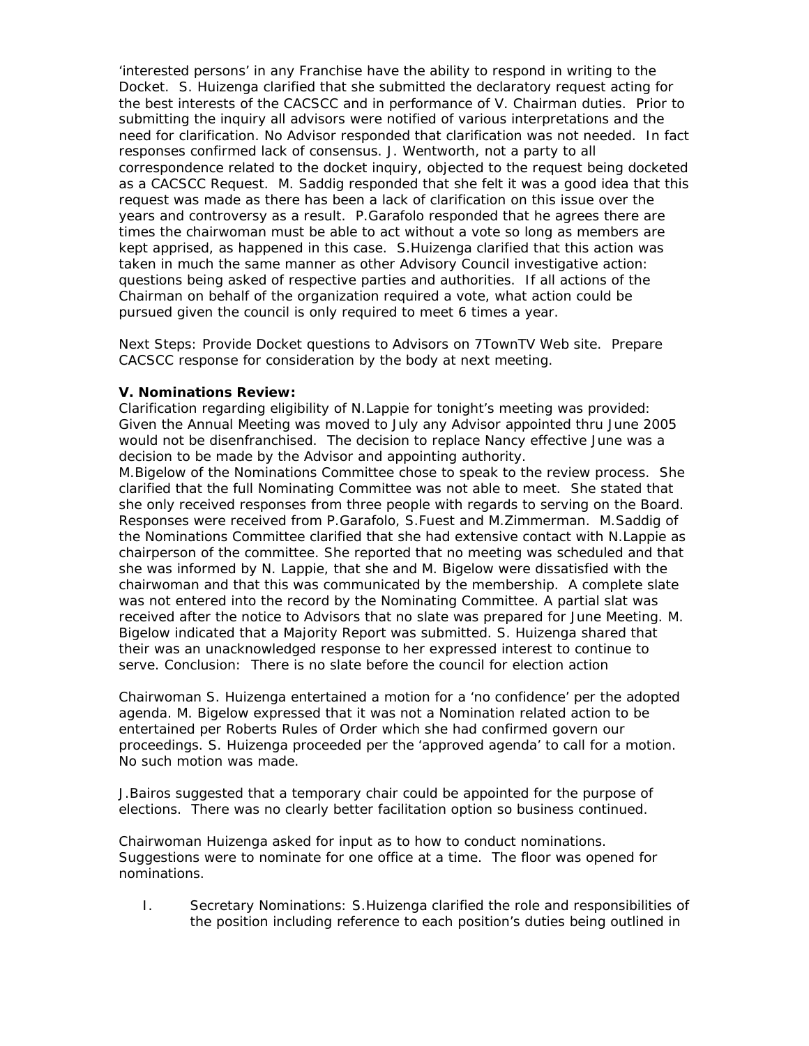'interested persons' in any Franchise have the ability to respond in writing to the Docket. S. Huizenga clarified that she submitted the declaratory request acting for the best interests of the CACSCC and in performance of V. Chairman duties. Prior to submitting the inquiry all advisors were notified of various interpretations and the need for clarification. No Advisor responded that clarification was not needed. In fact responses confirmed lack of consensus. J. Wentworth, not a party to all correspondence related to the docket inquiry, objected to the request being docketed as a CACSCC Request. M. Saddig responded that she felt it was a good idea that this request was made as there has been a lack of clarification on this issue over the years and controversy as a result. P.Garafolo responded that he agrees there are times the chairwoman must be able to act without a vote so long as members are kept apprised, as happened in this case. S.Huizenga clarified that this action was taken in much the same manner as other Advisory Council investigative action: questions being asked of respective parties and authorities. If all actions of the Chairman on behalf of the organization required a vote, what action could be pursued given the council is only required to meet 6 times a year.

Next Steps: Provide Docket questions to Advisors on 7TownTV Web site. Prepare CACSCC response for consideration by the body at next meeting.

**V. Nominations Review:**

Clarification regarding eligibility of N.Lappie for tonight's meeting was provided: Given the Annual Meeting was moved to July any Advisor appointed thru June 2005 would not be disenfranchised. The decision to replace Nancy effective June was a decision to be made by the Advisor and appointing authority.

M.Bigelow of the Nominations Committee chose to speak to the review process. She clarified that the full Nominating Committee was not able to meet. She stated that she only received responses from three people with regards to serving on the Board. Responses were received from P.Garafolo, S.Fuest and M.Zimmerman. M.Saddig of the Nominations Committee clarified that she had extensive contact with N.Lappie as chairperson of the committee. She reported that no meeting was scheduled and that she was informed by N. Lappie, that she and M. Bigelow were dissatisfied with the chairwoman and that this was communicated by the membership. A complete slate was not entered into the record by the Nominating Committee. A partial slat was received after the notice to Advisors that no slate was prepared for June Meeting. M. Bigelow indicated that a Majority Report was submitted. S. Huizenga shared that their was an unacknowledged response to her expressed interest to continue to serve. Conclusion: There is no slate before the council for election action

Chairwoman S. Huizenga entertained a motion for a 'no confidence' per the adopted agenda. M. Bigelow expressed that it was not a Nomination related action to be entertained per Roberts Rules of Order which she had confirmed govern our proceedings. S. Huizenga proceeded per the 'approved agenda' to call for a motion. No such motion was made.

J.Bairos suggested that a temporary chair could be appointed for the purpose of elections. There was no clearly better facilitation option so business continued.

Chairwoman Huizenga asked for input as to how to conduct nominations. Suggestions were to nominate for one office at a time. The floor was opened for nominations.

I. Secretary Nominations: S.Huizenga clarified the role and responsibilities of the position including reference to each position's duties being outlined in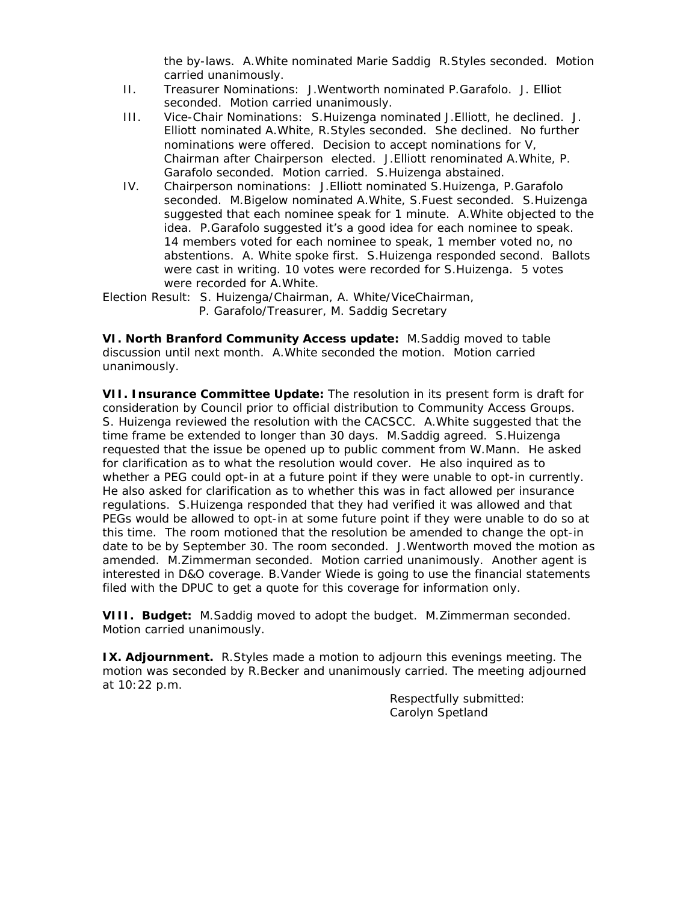the by-laws. A.White nominated Marie Saddig R.Styles seconded. Motion carried unanimously.

II. Treasurer Nominations: J.Wentworth nominated P.Garafolo. J. Elliot seconded. Motion carried unanimously.

III. Vice-Chair Nominations: S.Huizenga nominated J.Elliott, he declined. J. Elliott nominated A.White, R.Styles seconded. She declined. No further nominations were offered. Decision to accept nominations for V, Chairman after Chairperson elected. J.Elliott renominated A.White, P. Garafolo seconded. Motion carried. S.Huizenga abstained.

IV. Chairperson nominations: J.Elliott nominated S.Huizenga, P.Garafolo seconded. M.Bigelow nominated A.White, S.Fuest seconded. S.Huizenga suggested that each nominee speak for 1 minute. A.White objected to the idea. P.Garafolo suggested it's a good idea for each nominee to speak. 14 members voted for each nominee to speak, 1 member voted no, no abstentions. A. White spoke first. S.Huizenga responded second. Ballots were cast in writing. 10 votes were recorded for S.Huizenga. 5 votes were recorded for A.White.

Election Result: S. Huizenga/Chairman, A. White/ViceChairman, P. Garafolo/Treasurer, M. Saddig Secretary

**VI. North Branford Community Access update:** M.Saddig moved to table discussion until next month. A.White seconded the motion. Motion carried unanimously.

**VII. Insurance Committee Update:** The resolution in its present form is draft for consideration by Council prior to official distribution to Community Access Groups. S. Huizenga reviewed the resolution with the CACSCC. A.White suggested that the time frame be extended to longer than 30 days. M.Saddig agreed. S.Huizenga requested that the issue be opened up to public comment from W.Mann. He asked for clarification as to what the resolution would cover. He also inquired as to whether a PEG could opt-in at a future point if they were unable to opt-in currently. He also asked for clarification as to whether this was in fact allowed per insurance regulations. S.Huizenga responded that they had verified it was allowed and that PEGs would be allowed to opt-in at some future point if they were unable to do so at this time. The room motioned that the resolution be amended to change the opt-in date to be by September 30. The room seconded. J.Wentworth moved the motion as amended. M.Zimmerman seconded. Motion carried unanimously. Another agent is interested in D&O coverage. B.Vander Wiede is going to use the financial statements filed with the DPUC to get a quote for this coverage for information only.

**VIII. Budget:** M.Saddig moved to adopt the budget. M.Zimmerman seconded. Motion carried unanimously.

**IX. Adjournment.** R.Styles made a motion to adjourn this evenings meeting. The motion was seconded by R.Becker and unanimously carried. The meeting adjourned at 10:22 p.m.

Respectfully submitted:
Carolyn Spetland